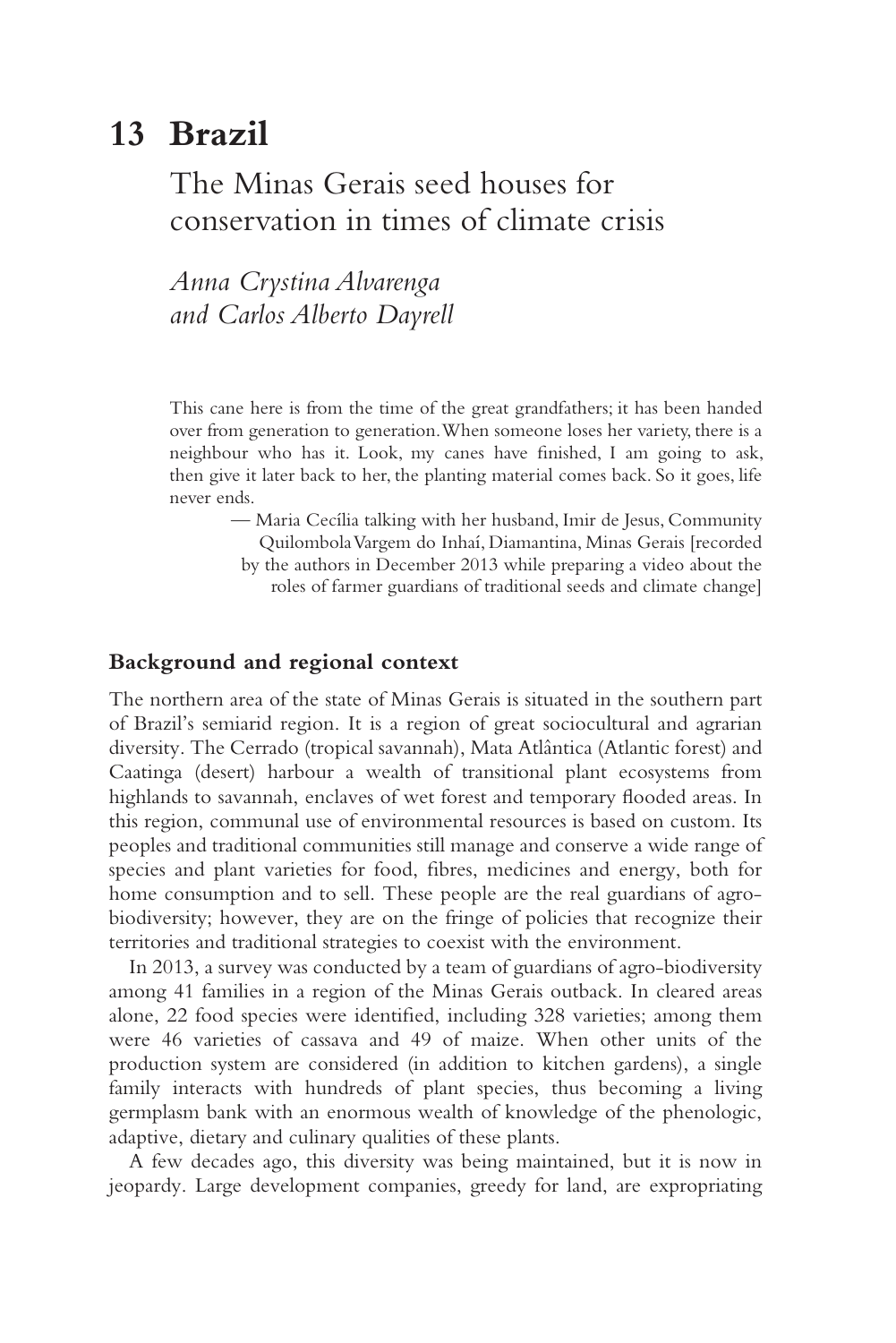# 13 Brazil

## The Minas Gerais seed houses for conservation in times of climate crisis

*Anna Crystina Alvarenga and Carlos Alberto Dayrell*

> This cane here is from the time of the great grandfathers; it has been handed over from generation to generation. When someone loses her variety, there is a neighbour who has it. Look, my canes have finished, I am going to ask, then give it later back to her, the planting material comes back. So it goes, life never ends.
>
> — Maria Cecília talking with her husband, Imir de Jesus, Community Quilombola Vargem do Inhaí, Diamantina, Minas Gerais [recorded by the authors in December 2013 while preparing a video about the roles of farmer guardians of traditional seeds and climate change]

### Background and regional context

The northern area of the state of Minas Gerais is situated in the southern part of Brazil's semiarid region. It is a region of great sociocultural and agrarian diversity. The Cerrado (tropical savannah), Mata Atlântica (Atlantic forest) and Caatinga (desert) harbour a wealth of transitional plant ecosystems from highlands to savannah, enclaves of wet forest and temporary flooded areas. In this region, communal use of environmental resources is based on custom. Its peoples and traditional communities still manage and conserve a wide range of species and plant varieties for food, fibres, medicines and energy, both for home consumption and to sell. These people are the real guardians of agro-biodiversity; however, they are on the fringe of policies that recognize their territories and traditional strategies to coexist with the environment.

In 2013, a survey was conducted by a team of guardians of agro-biodiversity among 41 families in a region of the Minas Gerais outback. In cleared areas alone, 22 food species were identified, including 328 varieties; among them were 46 varieties of cassava and 49 of maize. When other units of the production system are considered (in addition to kitchen gardens), a single family interacts with hundreds of plant species, thus becoming a living germplasm bank with an enormous wealth of knowledge of the phenologic, adaptive, dietary and culinary qualities of these plants.

A few decades ago, this diversity was being maintained, but it is now in jeopardy. Large development companies, greedy for land, are expropriating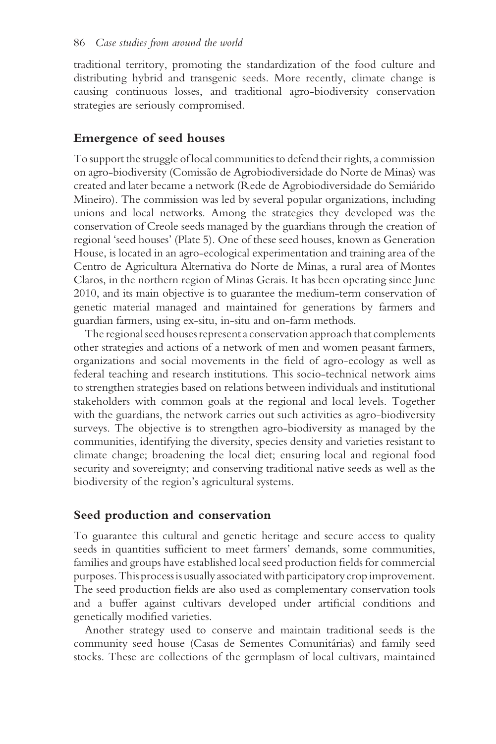traditional territory, promoting the standardization of the food culture and distributing hybrid and transgenic seeds. More recently, climate change is causing continuous losses, and traditional agro-biodiversity conservation strategies are seriously compromised.

## Emergence of seed houses

To support the struggle of local communities to defend their rights, a commission on agro-biodiversity (Comissão de Agrobiodiversidade do Norte de Minas) was created and later became a network (Rede de Agrobiodiversidade do Semiárido Mineiro). The commission was led by several popular organizations, including unions and local networks. Among the strategies they developed was the conservation of Creole seeds managed by the guardians through the creation of regional 'seed houses' (Plate 5). One of these seed houses, known as Generation House, is located in an agro-ecological experimentation and training area of the Centro de Agricultura Alternativa do Norte de Minas, a rural area of Montes Claros, in the northern region of Minas Gerais. It has been operating since June 2010, and its main objective is to guarantee the medium-term conservation of genetic material managed and maintained for generations by farmers and guardian farmers, using ex-situ, in-situ and on-farm methods.

The regional seed houses represent a conservation approach that complements other strategies and actions of a network of men and women peasant farmers, organizations and social movements in the field of agro-ecology as well as federal teaching and research institutions. This socio-technical network aims to strengthen strategies based on relations between individuals and institutional stakeholders with common goals at the regional and local levels. Together with the guardians, the network carries out such activities as agro-biodiversity surveys. The objective is to strengthen agro-biodiversity as managed by the communities, identifying the diversity, species density and varieties resistant to climate change; broadening the local diet; ensuring local and regional food security and sovereignty; and conserving traditional native seeds as well as the biodiversity of the region's agricultural systems.

## Seed production and conservation

To guarantee this cultural and genetic heritage and secure access to quality seeds in quantities sufficient to meet farmers' demands, some communities, families and groups have established local seed production fields for commercial purposes. This process is usually associated with participatory crop improvement. The seed production fields are also used as complementary conservation tools and a buffer against cultivars developed under artificial conditions and genetically modified varieties.

Another strategy used to conserve and maintain traditional seeds is the community seed house (Casas de Sementes Comunitárias) and family seed stocks. These are collections of the germplasm of local cultivars, maintained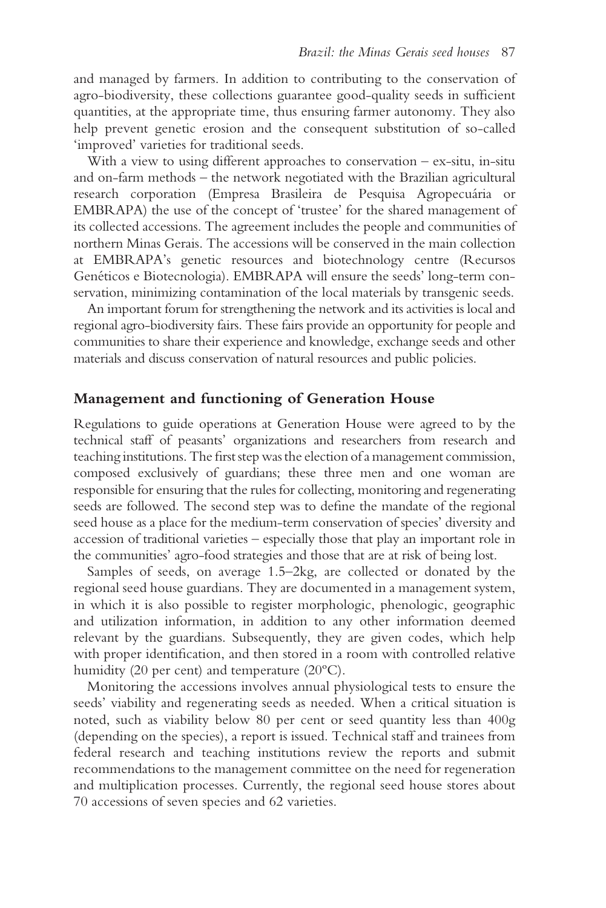and managed by farmers. In addition to contributing to the conservation of agro-biodiversity, these collections guarantee good-quality seeds in sufficient quantities, at the appropriate time, thus ensuring farmer autonomy. They also help prevent genetic erosion and the consequent substitution of so-called 'improved' varieties for traditional seeds.

With a view to using different approaches to conservation – ex-situ, in-situ and on-farm methods – the network negotiated with the Brazilian agricultural research corporation (Empresa Brasileira de Pesquisa Agropecuária or EMBRAPA) the use of the concept of 'trustee' for the shared management of its collected accessions. The agreement includes the people and communities of northern Minas Gerais. The accessions will be conserved in the main collection at EMBRAPA's genetic resources and biotechnology centre (Recursos Genéticos e Biotecnologia). EMBRAPA will ensure the seeds' long-term conservation, minimizing contamination of the local materials by transgenic seeds.

An important forum for strengthening the network and its activities is local and regional agro-biodiversity fairs. These fairs provide an opportunity for people and communities to share their experience and knowledge, exchange seeds and other materials and discuss conservation of natural resources and public policies.

## Management and functioning of Generation House

Regulations to guide operations at Generation House were agreed to by the technical staff of peasants' organizations and researchers from research and teaching institutions. The first step was the election of a management commission, composed exclusively of guardians; these three men and one woman are responsible for ensuring that the rules for collecting, monitoring and regenerating seeds are followed. The second step was to define the mandate of the regional seed house as a place for the medium-term conservation of species' diversity and accession of traditional varieties – especially those that play an important role in the communities' agro-food strategies and those that are at risk of being lost.

Samples of seeds, on average 1.5–2kg, are collected or donated by the regional seed house guardians. They are documented in a management system, in which it is also possible to register morphologic, phenologic, geographic and utilization information, in addition to any other information deemed relevant by the guardians. Subsequently, they are given codes, which help with proper identification, and then stored in a room with controlled relative humidity (20 per cent) and temperature (20ºC).

Monitoring the accessions involves annual physiological tests to ensure the seeds' viability and regenerating seeds as needed. When a critical situation is noted, such as viability below 80 per cent or seed quantity less than 400g (depending on the species), a report is issued. Technical staff and trainees from federal research and teaching institutions review the reports and submit recommendations to the management committee on the need for regeneration and multiplication processes. Currently, the regional seed house stores about 70 accessions of seven species and 62 varieties.